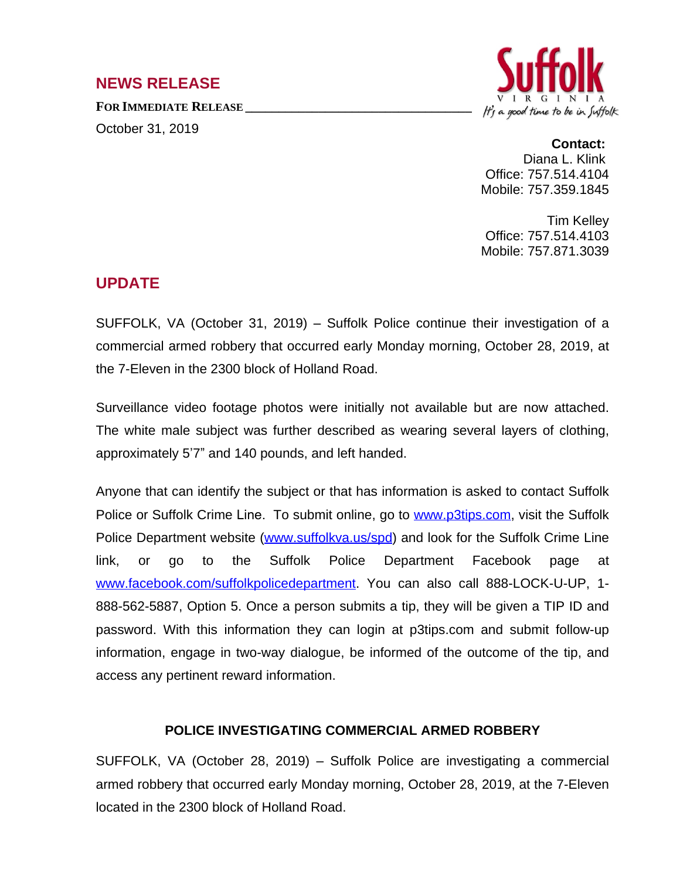## NEWS RELEASE

**FOR IMMEDIATE RELEASE**

October 31, 2019

Suffolk
VIRGINIA
It's a good time to be in Suffolk

**Contact:**
Diana L. Klink
Office: 757.514.4104
Mobile: 757.359.1845

Tim Kelley
Office: 757.514.4103
Mobile: 757.871.3039

## UPDATE

SUFFOLK, VA (October 31, 2019) – Suffolk Police continue their investigation of a commercial armed robbery that occurred early Monday morning, October 28, 2019, at the 7-Eleven in the 2300 block of Holland Road.

Surveillance video footage photos were initially not available but are now attached. The white male subject was further described as wearing several layers of clothing, approximately 5'7" and 140 pounds, and left handed.

Anyone that can identify the subject or that has information is asked to contact Suffolk Police or Suffolk Crime Line. To submit online, go to www.p3tips.com, visit the Suffolk Police Department website (www.suffolkva.us/spd) and look for the Suffolk Crime Line link, or go to the Suffolk Police Department Facebook page at www.facebook.com/suffolkpolicedepartment. You can also call 888-LOCK-U-UP, 1-888-562-5887, Option 5. Once a person submits a tip, they will be given a TIP ID and password. With this information they can login at p3tips.com and submit follow-up information, engage in two-way dialogue, be informed of the outcome of the tip, and access any pertinent reward information.

### POLICE INVESTIGATING COMMERCIAL ARMED ROBBERY

SUFFOLK, VA (October 28, 2019) – Suffolk Police are investigating a commercial armed robbery that occurred early Monday morning, October 28, 2019, at the 7-Eleven located in the 2300 block of Holland Road.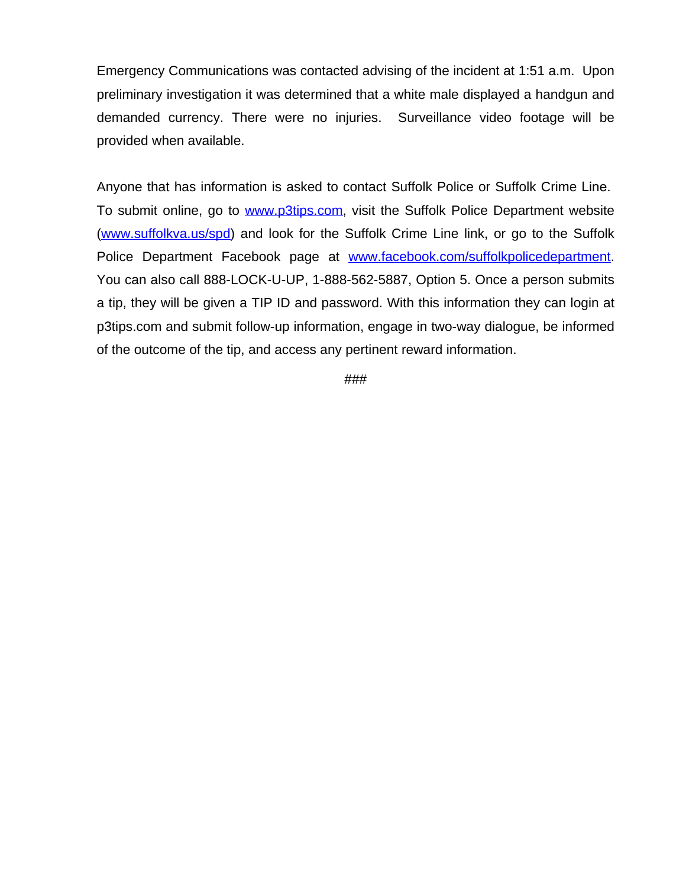Emergency Communications was contacted advising of the incident at 1:51 a.m. Upon preliminary investigation it was determined that a white male displayed a handgun and demanded currency. There were no injuries. Surveillance video footage will be provided when available.

Anyone that has information is asked to contact Suffolk Police or Suffolk Crime Line. To submit online, go to www.p3tips.com, visit the Suffolk Police Department website (www.suffolkva.us/spd) and look for the Suffolk Crime Line link, or go to the Suffolk Police Department Facebook page at www.facebook.com/suffolkpolicedepartment. You can also call 888-LOCK-U-UP, 1-888-562-5887, Option 5. Once a person submits a tip, they will be given a TIP ID and password. With this information they can login at p3tips.com and submit follow-up information, engage in two-way dialogue, be informed of the outcome of the tip, and access any pertinent reward information.

###